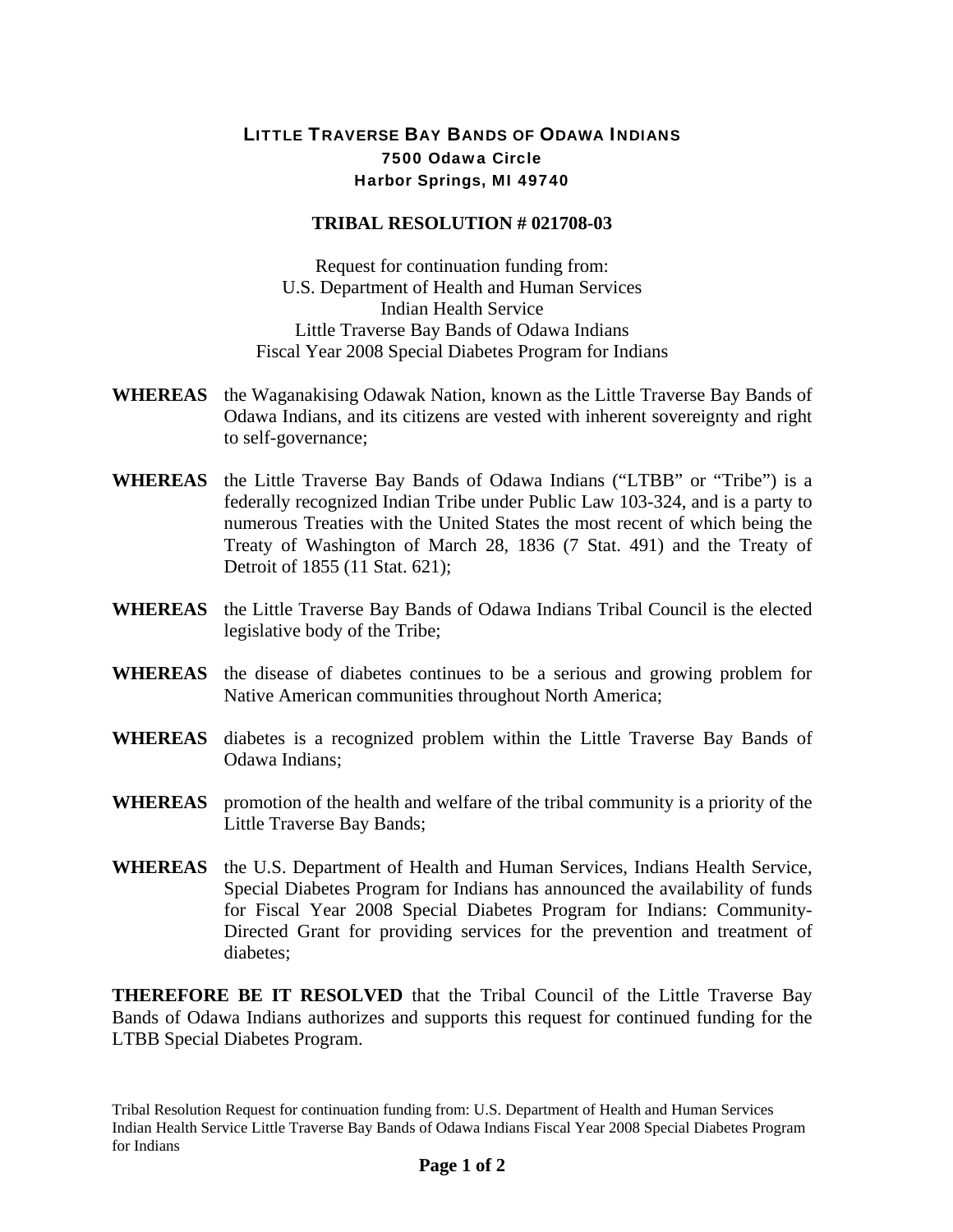# LITTLE TRAVERSE BAY BANDS OF ODAWA INDIANS

**7500 Odawa Circle**
**Harbor Springs, MI 49740**

## TRIBAL RESOLUTION # 021708-03

Request for continuation funding from:
U.S. Department of Health and Human Services
Indian Health Service
Little Traverse Bay Bands of Odawa Indians
Fiscal Year 2008 Special Diabetes Program for Indians

**WHEREAS** the Waganakising Odawak Nation, known as the Little Traverse Bay Bands of Odawa Indians, and its citizens are vested with inherent sovereignty and right to self-governance;

**WHEREAS** the Little Traverse Bay Bands of Odawa Indians ("LTBB" or "Tribe") is a federally recognized Indian Tribe under Public Law 103-324, and is a party to numerous Treaties with the United States the most recent of which being the Treaty of Washington of March 28, 1836 (7 Stat. 491) and the Treaty of Detroit of 1855 (11 Stat. 621);

**WHEREAS** the Little Traverse Bay Bands of Odawa Indians Tribal Council is the elected legislative body of the Tribe;

**WHEREAS** the disease of diabetes continues to be a serious and growing problem for Native American communities throughout North America;

**WHEREAS** diabetes is a recognized problem within the Little Traverse Bay Bands of Odawa Indians;

**WHEREAS** promotion of the health and welfare of the tribal community is a priority of the Little Traverse Bay Bands;

**WHEREAS** the U.S. Department of Health and Human Services, Indians Health Service, Special Diabetes Program for Indians has announced the availability of funds for Fiscal Year 2008 Special Diabetes Program for Indians: Community-Directed Grant for providing services for the prevention and treatment of diabetes;

**THEREFORE BE IT RESOLVED** that the Tribal Council of the Little Traverse Bay Bands of Odawa Indians authorizes and supports this request for continued funding for the LTBB Special Diabetes Program.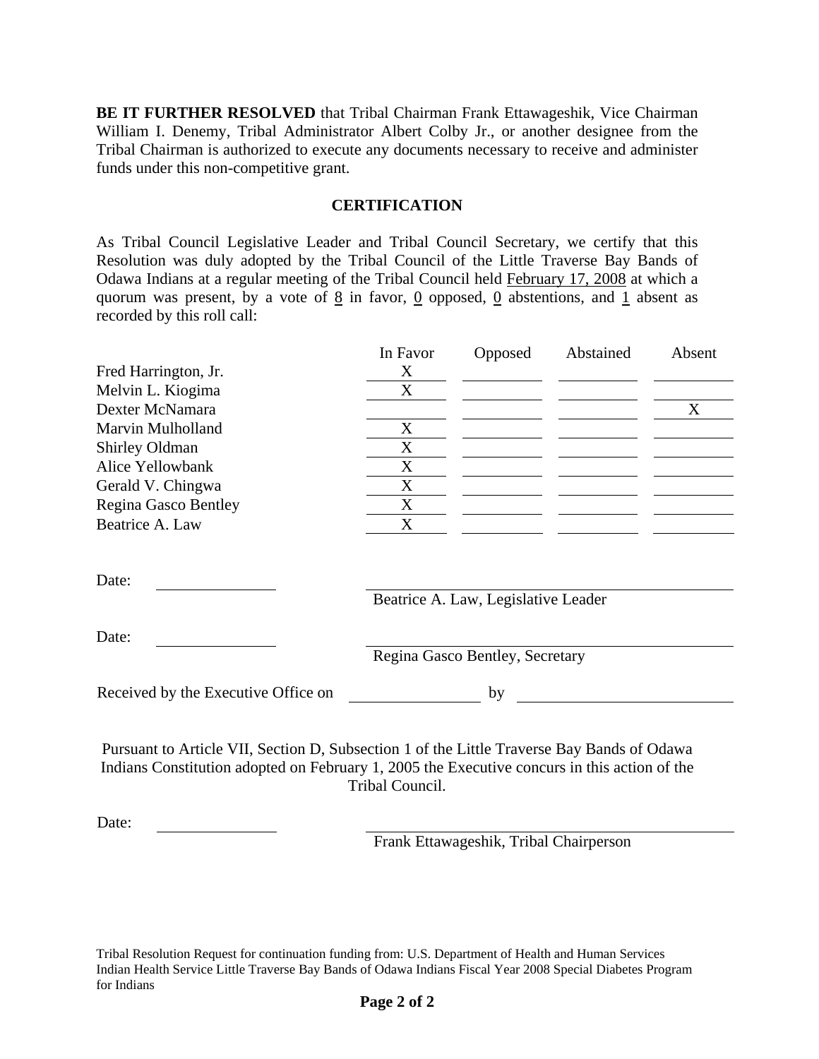**BE IT FURTHER RESOLVED** that Tribal Chairman Frank Ettawageshik, Vice Chairman William I. Denemy, Tribal Administrator Albert Colby Jr., or another designee from the Tribal Chairman is authorized to execute any documents necessary to receive and administer funds under this non-competitive grant.

## CERTIFICATION

As Tribal Council Legislative Leader and Tribal Council Secretary, we certify that this Resolution was duly adopted by the Tribal Council of the Little Traverse Bay Bands of Odawa Indians at a regular meeting of the Tribal Council held February 17, 2008 at which a quorum was present, by a vote of 8 in favor, 0 opposed, 0 abstentions, and 1 absent as recorded by this roll call:

| | In Favor | Opposed | Abstained | Absent |
|---|---|---|---|---|
| Fred Harrington, Jr. | X | | | |
| Melvin L. Kiogima | X | | | |
| Dexter McNamara | | | | X |
| Marvin Mulholland | X | | | |
| Shirley Oldman | X | | | |
| Alice Yellowbank | X | | | |
| Gerald V. Chingwa | X | | | |
| Regina Gasco Bentley | X | | | |
| Beatrice A. Law | X | | | |

Date: ______________ ______________________________
Beatrice A. Law, Legislative Leader

Date: ______________ ______________________________
Regina Gasco Bentley, Secretary

Received by the Executive Office on ______________ by ______________________

Pursuant to Article VII, Section D, Subsection 1 of the Little Traverse Bay Bands of Odawa Indians Constitution adopted on February 1, 2005 the Executive concurs in this action of the Tribal Council.

Date: ______________ ______________________________
Frank Ettawageshik, Tribal Chairperson

Tribal Resolution Request for continuation funding from: U.S. Department of Health and Human Services Indian Health Service Little Traverse Bay Bands of Odawa Indians Fiscal Year 2008 Special Diabetes Program for Indians